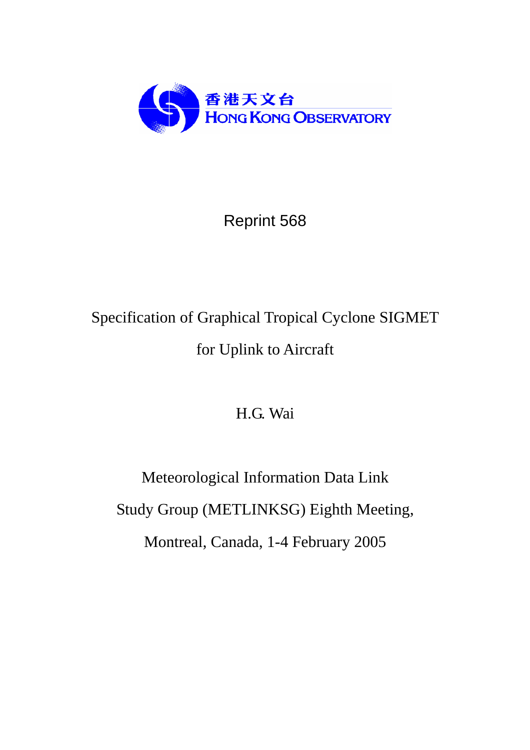香港天文台
HONG KONG OBSERVATORY

Reprint 568

# Specification of Graphical Tropical Cyclone SIGMET for Uplink to Aircraft

H.G. Wai

Meteorological Information Data Link Study Group (METLINKSG) Eighth Meeting, Montreal, Canada, 1-4 February 2005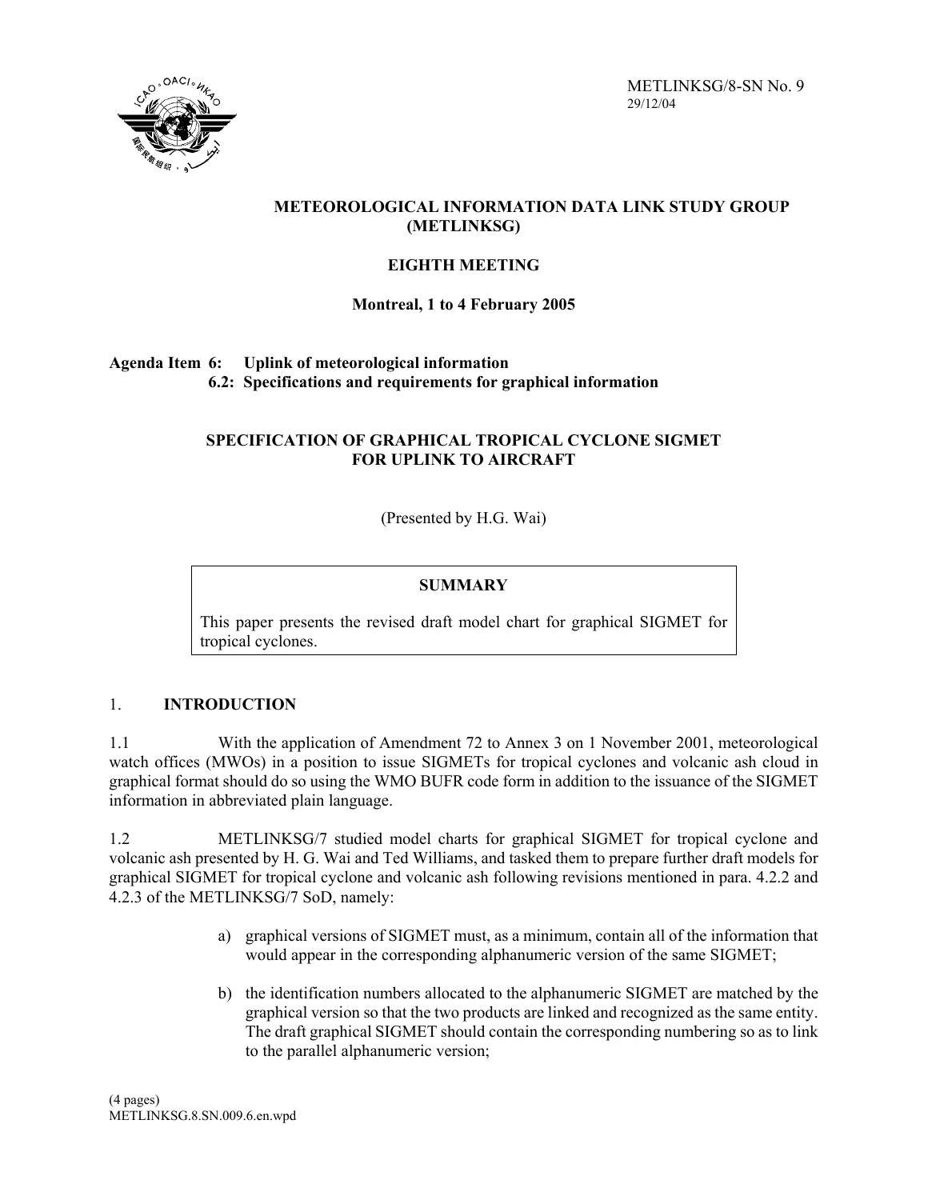METLINKSG/8-SN No. 9
29/12/04

**METEOROLOGICAL INFORMATION DATA LINK STUDY GROUP (METLINKSG)**

**EIGHTH MEETING**

**Montreal, 1 to 4 February 2005**

**Agenda Item 6: Uplink of meteorological information**
**6.2: Specifications and requirements for graphical information**

**SPECIFICATION OF GRAPHICAL TROPICAL CYCLONE SIGMET FOR UPLINK TO AIRCRAFT**

(Presented by H.G. Wai)

| SUMMARY |
| --- |
| This paper presents the revised draft model chart for graphical SIGMET for tropical cyclones. |

## 1. INTRODUCTION

1.1 With the application of Amendment 72 to Annex 3 on 1 November 2001, meteorological watch offices (MWOs) in a position to issue SIGMETs for tropical cyclones and volcanic ash cloud in graphical format should do so using the WMO BUFR code form in addition to the issuance of the SIGMET information in abbreviated plain language.

1.2 METLINKSG/7 studied model charts for graphical SIGMET for tropical cyclone and volcanic ash presented by H. G. Wai and Ted Williams, and tasked them to prepare further draft models for graphical SIGMET for tropical cyclone and volcanic ash following revisions mentioned in para. 4.2.2 and 4.2.3 of the METLINKSG/7 SoD, namely:

a) graphical versions of SIGMET must, as a minimum, contain all of the information that would appear in the corresponding alphanumeric version of the same SIGMET;

b) the identification numbers allocated to the alphanumeric SIGMET are matched by the graphical version so that the two products are linked and recognized as the same entity. The draft graphical SIGMET should contain the corresponding numbering so as to link to the parallel alphanumeric version;

(4 pages)
METLINKSG.8.SN.009.6.en.wpd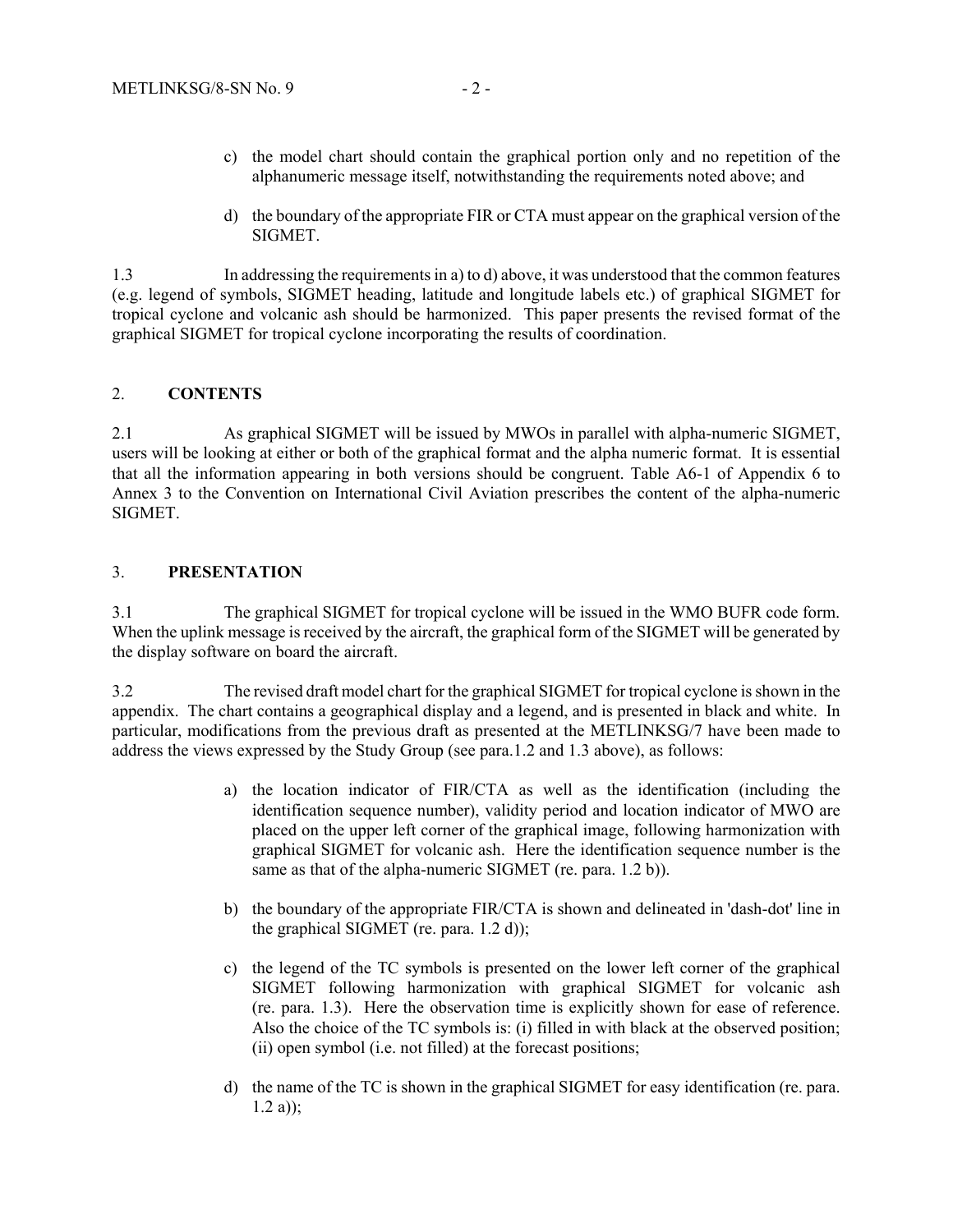c) the model chart should contain the graphical portion only and no repetition of the alphanumeric message itself, notwithstanding the requirements noted above; and

d) the boundary of the appropriate FIR or CTA must appear on the graphical version of the SIGMET.

1.3 In addressing the requirements in a) to d) above, it was understood that the common features (e.g. legend of symbols, SIGMET heading, latitude and longitude labels etc.) of graphical SIGMET for tropical cyclone and volcanic ash should be harmonized. This paper presents the revised format of the graphical SIGMET for tropical cyclone incorporating the results of coordination.

## 2. CONTENTS

2.1 As graphical SIGMET will be issued by MWOs in parallel with alpha-numeric SIGMET, users will be looking at either or both of the graphical format and the alpha numeric format. It is essential that all the information appearing in both versions should be congruent. Table A6-1 of Appendix 6 to Annex 3 to the Convention on International Civil Aviation prescribes the content of the alpha-numeric SIGMET.

## 3. PRESENTATION

3.1 The graphical SIGMET for tropical cyclone will be issued in the WMO BUFR code form. When the uplink message is received by the aircraft, the graphical form of the SIGMET will be generated by the display software on board the aircraft.

3.2 The revised draft model chart for the graphical SIGMET for tropical cyclone is shown in the appendix. The chart contains a geographical display and a legend, and is presented in black and white. In particular, modifications from the previous draft as presented at the METLINKSG/7 have been made to address the views expressed by the Study Group (see para.1.2 and 1.3 above), as follows:

a) the location indicator of FIR/CTA as well as the identification (including the identification sequence number), validity period and location indicator of MWO are placed on the upper left corner of the graphical image, following harmonization with graphical SIGMET for volcanic ash. Here the identification sequence number is the same as that of the alpha-numeric SIGMET (re. para. 1.2 b)).

b) the boundary of the appropriate FIR/CTA is shown and delineated in 'dash-dot' line in the graphical SIGMET (re. para. 1.2 d));

c) the legend of the TC symbols is presented on the lower left corner of the graphical SIGMET following harmonization with graphical SIGMET for volcanic ash (re. para. 1.3). Here the observation time is explicitly shown for ease of reference. Also the choice of the TC symbols is: (i) filled in with black at the observed position; (ii) open symbol (i.e. not filled) at the forecast positions;

d) the name of the TC is shown in the graphical SIGMET for easy identification (re. para. 1.2 a));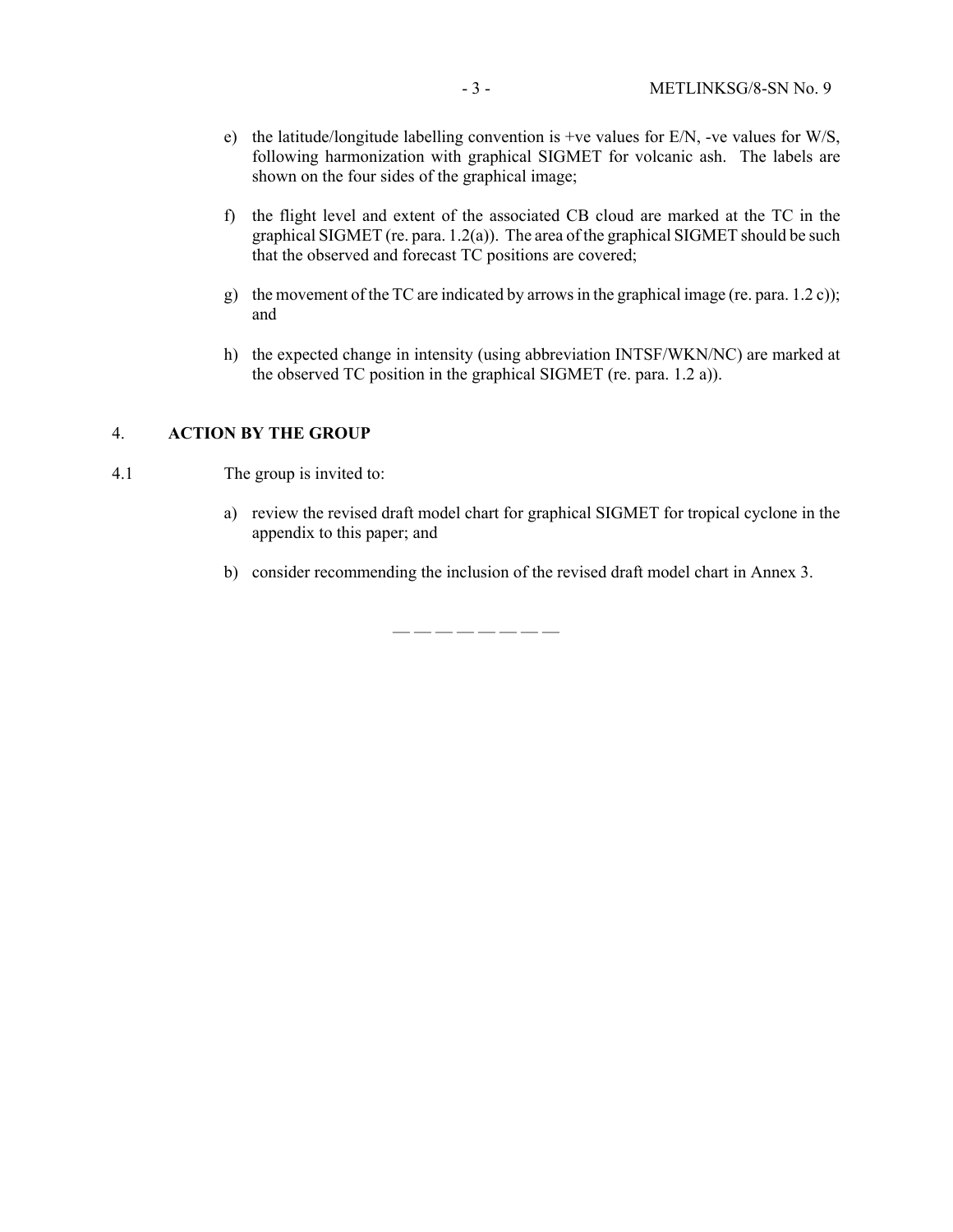e) the latitude/longitude labelling convention is +ve values for E/N, -ve values for W/S, following harmonization with graphical SIGMET for volcanic ash. The labels are shown on the four sides of the graphical image;

f) the flight level and extent of the associated CB cloud are marked at the TC in the graphical SIGMET (re. para. 1.2(a)). The area of the graphical SIGMET should be such that the observed and forecast TC positions are covered;

g) the movement of the TC are indicated by arrows in the graphical image (re. para. 1.2 c)); and

h) the expected change in intensity (using abbreviation INTSF/WKN/NC) are marked at the observed TC position in the graphical SIGMET (re. para. 1.2 a)).

## 4. ACTION BY THE GROUP

4.1 The group is invited to:

a) review the revised draft model chart for graphical SIGMET for tropical cyclone in the appendix to this paper; and

b) consider recommending the inclusion of the revised draft model chart in Annex 3.

— — — — — — — —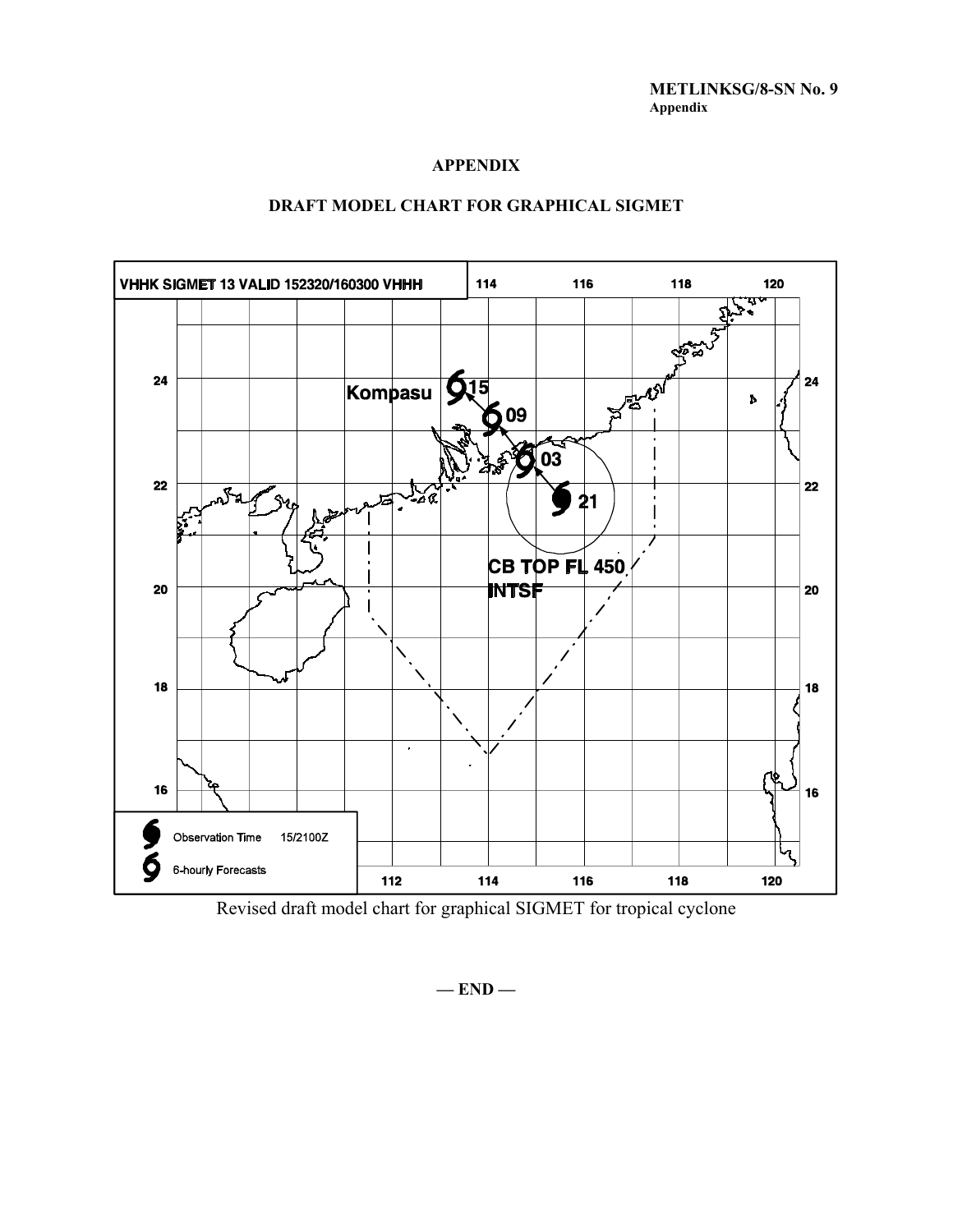# APPENDIX

## DRAFT MODEL CHART FOR GRAPHICAL SIGMET

VHHK SIGMET 13 VALID 152320/160300 VHHH

114 116 118 120

24 22 20 18 16

Kompasu

15

09

03

21

CB TOP FL 450

INTSF

Observation Time 15/2100Z

6-hourly Forecasts

112 114 116 118 120

Revised draft model chart for graphical SIGMET for tropical cyclone

— END —